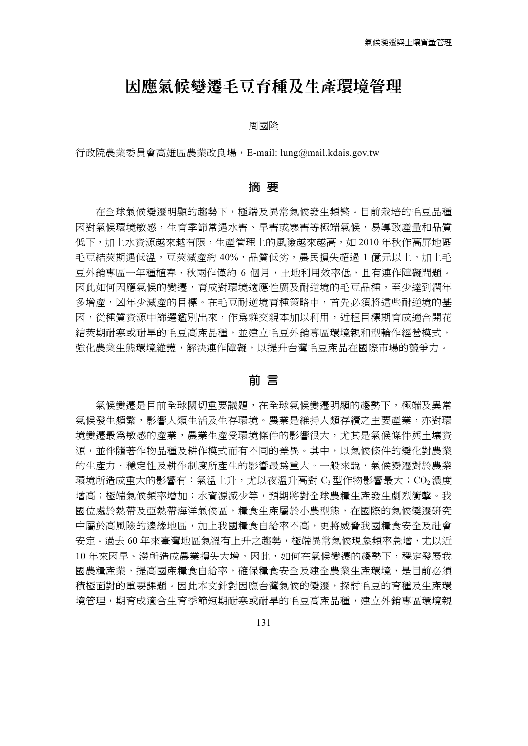# 因應氣候變遷毛豆育種及生產環境管理

周國隆

行政院農業委員會高雄區農業改良場，E-mail: lung@mail.kdais.gov.tw

## 摘 要

在全球氣候變遷明顯的趨勢下，極端及異常氣候發生頻繁。目前栽培的毛豆品種因對氣候環境敏感，生育季節常遇水害、旱害或寒害等極端氣候，易導致產量和品質低下，加上水資源越來越有限，生產管理上的風險越來越高，如 2010 年秋作高屏地區毛豆結莢期遇低溫，豆莢減產約 40%，品質低劣，農民損失超過 1 億元以上。加上毛豆外銷專區一年種植春、秋兩作僅約 6 個月，土地利用效率低，且有連作障礙問題。因此如何因應氣候的變遷，育成對環境適應性廣及耐逆境的毛豆品種，至少達到潤年多增產，凶年少減產的目標。在毛豆耐逆境育種策略中，首先必須將這些耐逆境的基因，從種質資源中篩選鑑別出來，作爲雜交親本加以利用，近程目標期育成適合開花結莢期耐寒或耐旱的毛豆高產品種，並建立毛豆外銷專區環境親和型輪作經營模式，強化農業生態環境維護，解決連作障礙，以提升台灣毛豆產品在國際市場的競爭力。

## 前 言

氣候變遷是目前全球關切重要議題，在全球氣候變遷明顯的趨勢下，極端及異常氣候發生頻繁，影響人類生活及生存環境。農業是維持人類存續之主要產業，亦對環境變遷最爲敏感的產業，農業生產受環境條件的影響很大，尤其是氣候條件與土壤資源，並伴隨著作物品種及耕作模式而有不同的差異。其中，以氣候條件的變化對農業的生產力、穩定性及耕作制度所產生的影響最爲重大。一般來說，氣候變遷對於農業環境所造成重大的影響有：氣溫上升，尤以夜溫升高對 $C_3$ 型作物影響最大；$CO_2$ 濃度增高；極端氣候頻率增加；水資源減少等，預期將對全球農糧生產發生劇烈衝擊。我國位處於熱帶及亞熱帶海洋氣候區，糧食生產屬於小農型態，在國際的氣候變遷研究中屬於高風險的邊緣地區，加上我國糧食自給率不高，更將威脅我國糧食安全及社會安定。過去 60 年來臺灣地區氣溫有上升之趨勢，極端異常氣候現象頻率急增，尤以近 10 年來因旱、澇所造成農業損失大增。因此，如何在氣候變遷的趨勢下，穩定發展我國農糧產業，提高國產糧食自給率，確保糧食安全及建全農業生產環境，是目前必須積極面對的重要課題。因此本文針對因應台灣氣候的變遷，探討毛豆的育種及生產環境管理，期育成適合生育季節短期耐寒或耐旱的毛豆高產品種，建立外銷專區環境親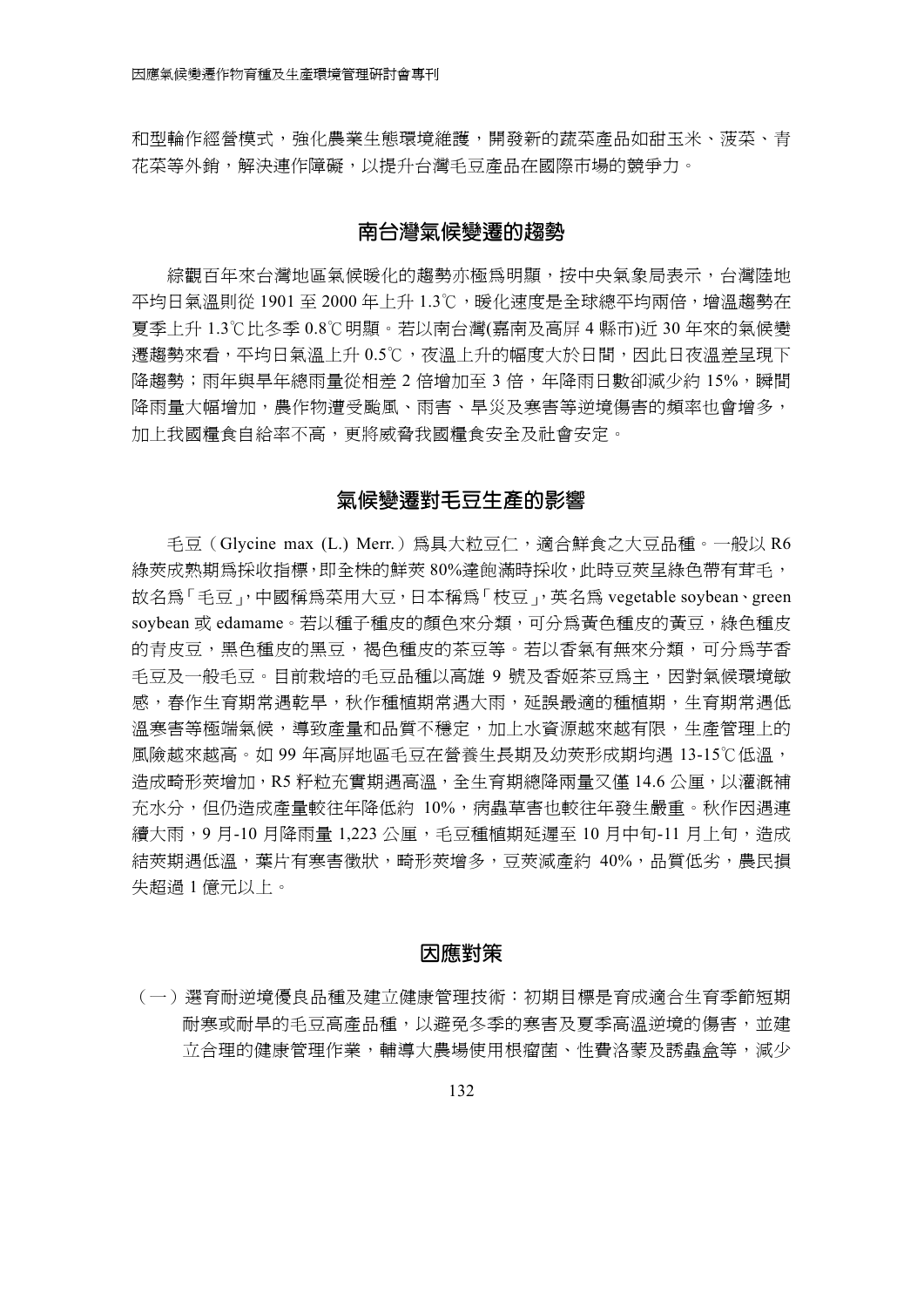和型輪作經營模式，強化農業生態環境維護，開發新的蔬菜產品如甜玉米、菠菜、青花菜等外銷，解決連作障礙，以提升台灣毛豆產品在國際市場的競爭力。

## 南台灣氣候變遷的趨勢

綜觀百年來台灣地區氣候暖化的趨勢亦極為明顯，按中央氣象局表示，台灣陸地平均日氣溫則從 1901 至 2000 年上升 1.3℃，暖化速度是全球總平均兩倍，增溫趨勢在夏季上升 1.3℃比冬季 0.8℃明顯。若以南台灣(嘉南及高屏 4 縣市)近 30 年來的氣候變遷趨勢來看，平均日氣溫上升 0.5℃，夜溫上升的幅度大於日間，因此日夜溫差呈現下降趨勢；雨年與旱年總雨量從相差 2 倍增加至 3 倍，年降雨日數卻減少約 15%，瞬間降雨量大幅增加，農作物遭受颱風、雨害、旱災及寒害等逆境傷害的頻率也會增多，加上我國糧食自給率不高，更將威脅我國糧食安全及社會安定。

## 氣候變遷對毛豆生產的影響

毛豆（Glycine max (L.) Merr.）為具大粒豆仁，適合鮮食之大豆品種。一般以 R6 綠莢成熟期為採收指標，即全株的鮮莢 80%達飽滿時採收，此時豆莢呈綠色帶有茸毛，故名為「毛豆」，中國稱為菜用大豆，日本稱為「枝豆」，英名為 vegetable soybean、green soybean 或 edamame。若以種子種皮的顏色來分類，可分為黃色種皮的黃豆，綠色種皮的青皮豆，黑色種皮的黑豆，褐色種皮的茶豆等。若以香氣有無來分類，可分為芋香毛豆及一般毛豆。目前栽培的毛豆品種以高雄 9 號及香姬茶豆為主，因對氣候環境敏感，春作生育期常遇乾旱，秋作種植期常遇大雨，延誤最適的種植期，生育期常遇低溫寒害等極端氣候，導致產量和品質不穩定，加上水資源越來越有限，生產管理上的風險越來越高。如 99 年高屏地區毛豆在營養生長期及幼莢形成期均遇 13-15℃低溫，造成畸形莢增加，R5 籽粒充實期遇高溫，全生育期總降雨量又僅 14.6 公厘，以灌溉補充水分，但仍造成產量較往年降低約 10%，病蟲草害也較往年發生嚴重。秋作因遇連續大雨，9 月-10 月降雨量 1,223 公厘，毛豆種植期延遲至 10 月中旬-11 月上旬，造成結莢期遇低溫，葉片有寒害徵狀，畸形莢增多，豆莢減產約 40%，品質低劣，農民損失超過 1 億元以上。

## 因應對策

（一）選育耐逆境優良品種及建立健康管理技術：初期目標是育成適合生育季節短期耐寒或耐旱的毛豆高產品種，以避免冬季的寒害及夏季高溫逆境的傷害，並建立合理的健康管理作業，輔導大農場使用根瘤菌、性費洛蒙及誘蟲盒等，減少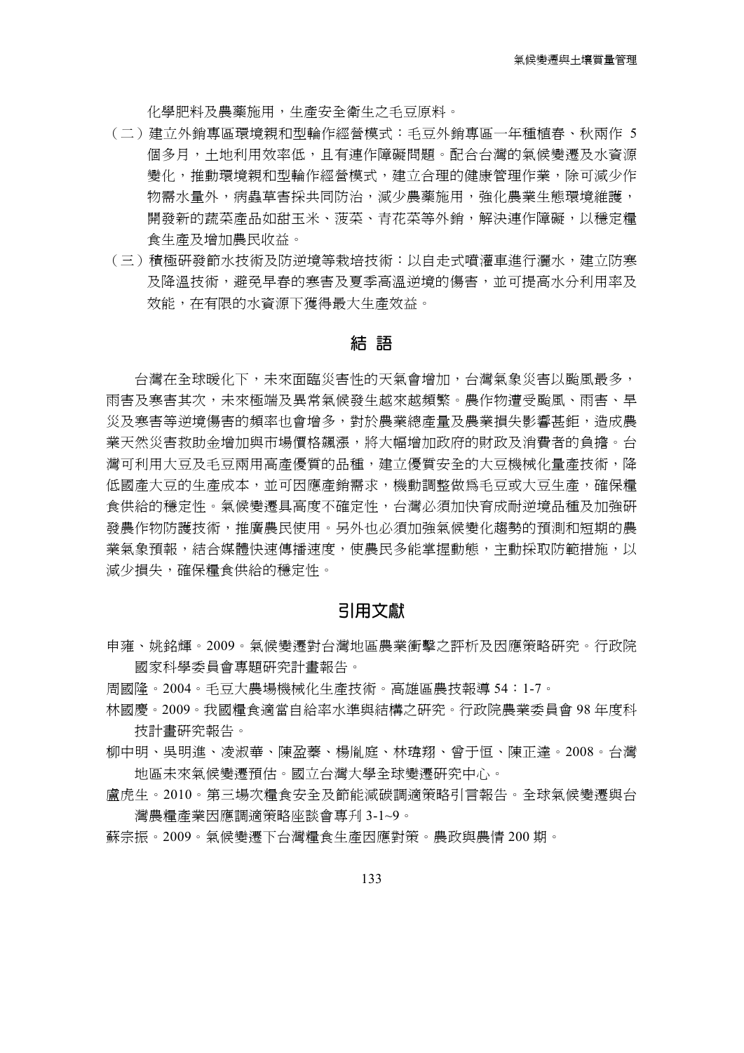化學肥料及農藥施用，生產安全衛生之毛豆原料。

（二）建立外銷專區環境親和型輪作經營模式：毛豆外銷專區一年種植春、秋兩作 5 個多月，土地利用效率低，且有連作障礙問題。配合台灣的氣候變遷及水資源變化，推動環境親和型輪作經營模式，建立合理的健康管理作業，除可減少作物需水量外，病蟲草害採共同防治，減少農藥施用，強化農業生態環境維護，開發新的蔬菜產品如甜玉米、菠菜、青花菜等外銷，解決連作障礙，以穩定糧食生產及增加農民收益。

（三）積極研發節水技術及防逆境等栽培技術：以自走式噴灌車進行灑水，建立防寒及降溫技術，避免早春的寒害及夏季高溫逆境的傷害，並可提高水分利用率及效能，在有限的水資源下獲得最大生產效益。

## 結 語

台灣在全球暖化下，未來面臨災害性的天氣會增加，台灣氣象災害以颱風最多，雨害及寒害其次，未來極端及異常氣候發生越來越頻繁。農作物遭受颱風、雨害、旱災及寒害等逆境傷害的頻率也會增多，對於農業總產量及農業損失影響甚鉅，造成農業天然災害救助金增加與市場價格飆漲，將大幅增加政府的財政及消費者的負擔。台灣可利用大豆及毛豆兩用高產優質的品種，建立優質安全的大豆機械化量產技術，降低國產大豆的生產成本，並可因應產銷需求，機動調整做為毛豆或大豆生產，確保糧食供給的穩定性。氣候變遷具高度不確定性，台灣必須加快育成耐逆境品種及加強研發農作物防護技術，推廣農民使用。另外也必須加強氣候變化趨勢的預測和短期的農業氣象預報，結合媒體快速傳播速度，使農民多能掌握動態，主動採取防範措施，以減少損失，確保糧食供給的穩定性。

## 引用文獻

申雍、姚銘輝。2009。氣候變遷對台灣地區農業衝擊之評析及因應策略研究。行政院國家科學委員會專題研究計畫報告。

周國隆。2004。毛豆大農場機械化生產技術。高雄區農技報導 54：1-7。

林國慶。2009。我國糧食適當自給率水準與結構之研究。行政院農業委員會 98 年度科技計畫研究報告。

柳中明、吳明進、凌淑華、陳盈蓁、楊胤庭、林瑋翔、曾于恒、陳正達。2008。台灣地區未來氣候變遷預估。國立台灣大學全球變遷研究中心。

盧虎生。2010。第三場次糧食安全及節能減碳調適策略引言報告。全球氣候變遷與台灣農糧產業因應調適策略座談會專刊 3-1~9。

蘇宗振。2009。氣候變遷下台灣糧食生產因應對策。農政與農情 200 期。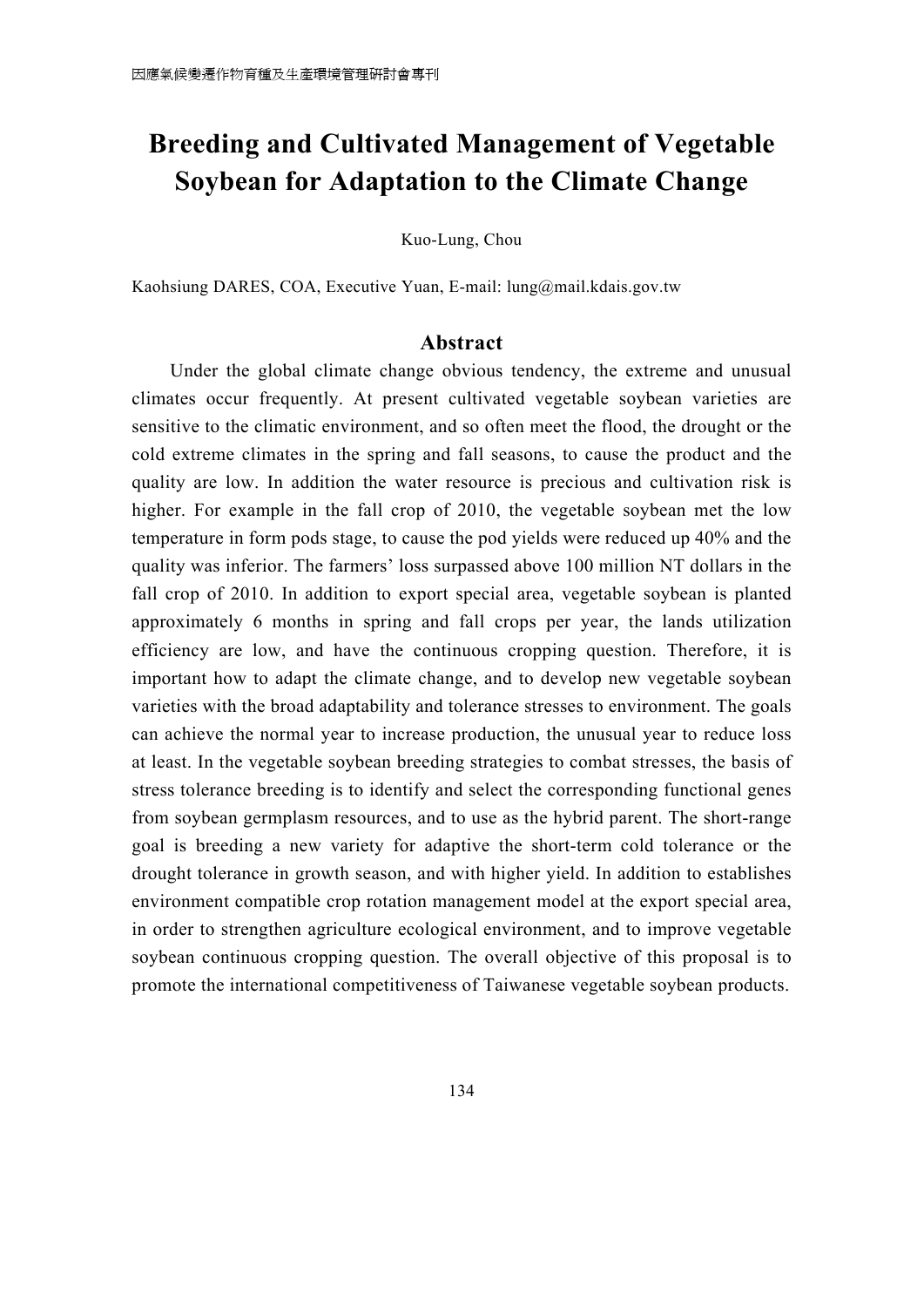# Breeding and Cultivated Management of Vegetable Soybean for Adaptation to the Climate Change

Kuo-Lung, Chou

Kaohsiung DARES, COA, Executive Yuan, E-mail: lung@mail.kdais.gov.tw

## Abstract

Under the global climate change obvious tendency, the extreme and unusual climates occur frequently. At present cultivated vegetable soybean varieties are sensitive to the climatic environment, and so often meet the flood, the drought or the cold extreme climates in the spring and fall seasons, to cause the product and the quality are low. In addition the water resource is precious and cultivation risk is higher. For example in the fall crop of 2010, the vegetable soybean met the low temperature in form pods stage, to cause the pod yields were reduced up 40% and the quality was inferior. The farmers' loss surpassed above 100 million NT dollars in the fall crop of 2010. In addition to export special area, vegetable soybean is planted approximately 6 months in spring and fall crops per year, the lands utilization efficiency are low, and have the continuous cropping question. Therefore, it is important how to adapt the climate change, and to develop new vegetable soybean varieties with the broad adaptability and tolerance stresses to environment. The goals can achieve the normal year to increase production, the unusual year to reduce loss at least. In the vegetable soybean breeding strategies to combat stresses, the basis of stress tolerance breeding is to identify and select the corresponding functional genes from soybean germplasm resources, and to use as the hybrid parent. The short-range goal is breeding a new variety for adaptive the short-term cold tolerance or the drought tolerance in growth season, and with higher yield. In addition to establishes environment compatible crop rotation management model at the export special area, in order to strengthen agriculture ecological environment, and to improve vegetable soybean continuous cropping question. The overall objective of this proposal is to promote the international competitiveness of Taiwanese vegetable soybean products.